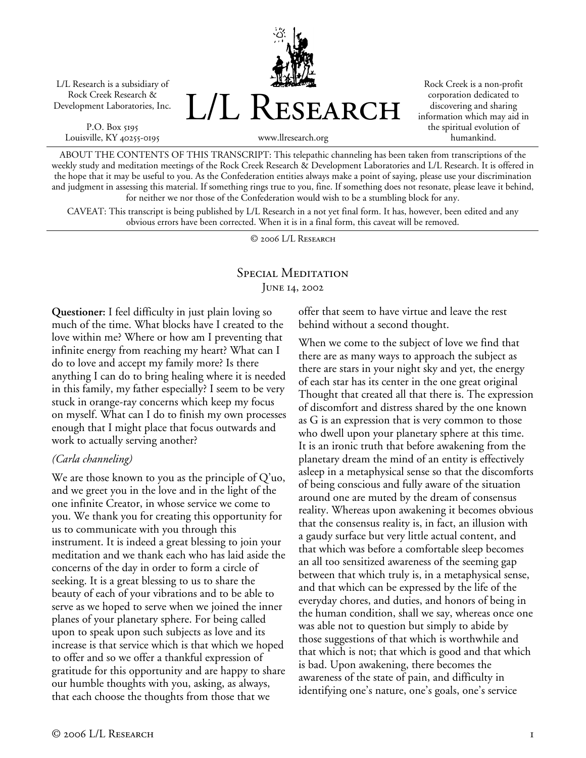L/L Research is a subsidiary of Rock Creek Research & Development Laboratories, Inc.

P.O. Box 5195
Louisville, KY 40255-0195

# L/L Research

www.llresearch.org

Rock Creek is a non-profit corporation dedicated to discovering and sharing information which may aid in the spiritual evolution of humankind.

ABOUT THE CONTENTS OF THIS TRANSCRIPT: This telepathic channeling has been taken from transcriptions of the weekly study and meditation meetings of the Rock Creek Research & Development Laboratories and L/L Research. It is offered in the hope that it may be useful to you. As the Confederation entities always make a point of saying, please use your discrimination and judgment in assessing this material. If something rings true to you, fine. If something does not resonate, please leave it behind, for neither we nor those of the Confederation would wish to be a stumbling block for any.

CAVEAT: This transcript is being published by L/L Research in a not yet final form. It has, however, been edited and any obvious errors have been corrected. When it is in a final form, this caveat will be removed.

© 2006 L/L Research

## Special Meditation
### June 14, 2002

**Questioner:** I feel difficulty in just plain loving so much of the time. What blocks have I created to the love within me? Where or how am I preventing that infinite energy from reaching my heart? What can I do to love and accept my family more? Is there anything I can do to bring healing where it is needed in this family, my father especially? I seem to be very stuck in orange-ray concerns which keep my focus on myself. What can I do to finish my own processes enough that I might place that focus outwards and work to actually serving another?

*(Carla channeling)*

We are those known to you as the principle of Q'uo, and we greet you in the love and in the light of the one infinite Creator, in whose service we come to you. We thank you for creating this opportunity for us to communicate with you through this instrument. It is indeed a great blessing to join your meditation and we thank each who has laid aside the concerns of the day in order to form a circle of seeking. It is a great blessing to us to share the beauty of each of your vibrations and to be able to serve as we hoped to serve when we joined the inner planes of your planetary sphere. For being called upon to speak upon such subjects as love and its increase is that service which is that which we hoped to offer and so we offer a thankful expression of gratitude for this opportunity and are happy to share our humble thoughts with you, asking, as always, that each choose the thoughts from those that we offer that seem to have virtue and leave the rest behind without a second thought.

When we come to the subject of love we find that there are as many ways to approach the subject as there are stars in your night sky and yet, the energy of each star has its center in the one great original Thought that created all that there is. The expression of discomfort and distress shared by the one known as G is an expression that is very common to those who dwell upon your planetary sphere at this time. It is an ironic truth that before awakening from the planetary dream the mind of an entity is effectively asleep in a metaphysical sense so that the discomforts of being conscious and fully aware of the situation around one are muted by the dream of consensus reality. Whereas upon awakening it becomes obvious that the consensus reality is, in fact, an illusion with a gaudy surface but very little actual content, and that which was before a comfortable sleep becomes an all too sensitized awareness of the seeming gap between that which truly is, in a metaphysical sense, and that which can be expressed by the life of the everyday chores, and duties, and honors of being in the human condition, shall we say, whereas once one was able not to question but simply to abide by those suggestions of that which is worthwhile and that which is not; that which is good and that which is bad. Upon awakening, there becomes the awareness of the state of pain, and difficulty in identifying one's nature, one's goals, one's service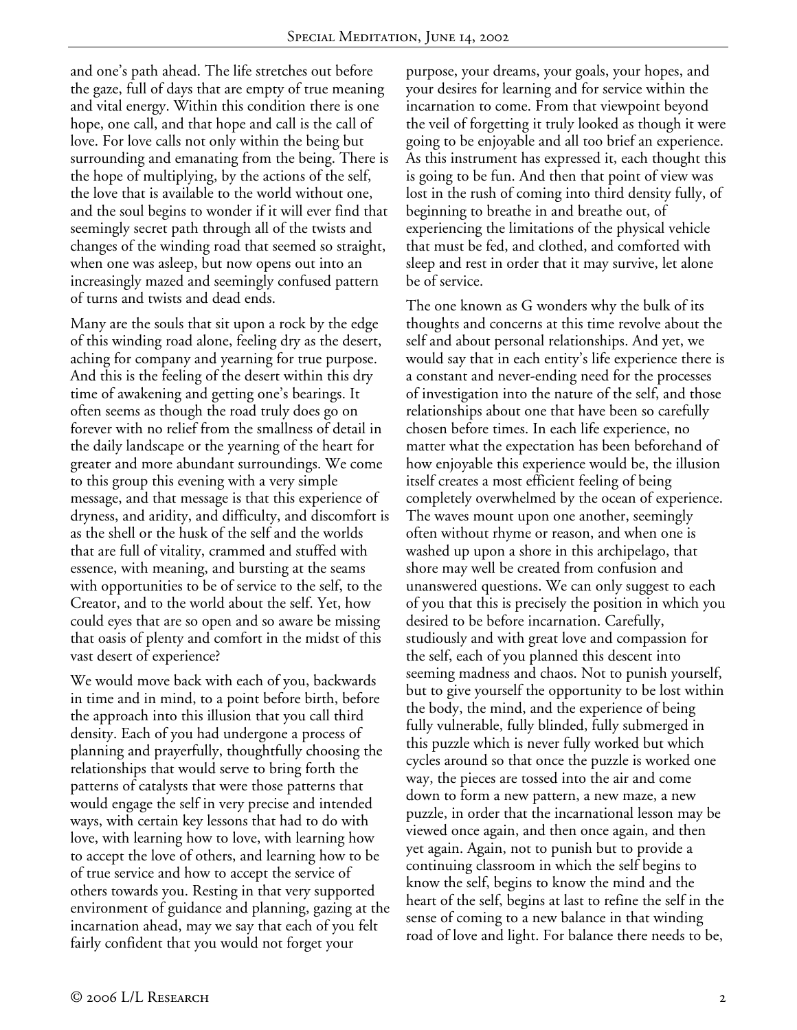and one's path ahead. The life stretches out before the gaze, full of days that are empty of true meaning and vital energy. Within this condition there is one hope, one call, and that hope and call is the call of love. For love calls not only within the being but surrounding and emanating from the being. There is the hope of multiplying, by the actions of the self, the love that is available to the world without one, and the soul begins to wonder if it will ever find that seemingly secret path through all of the twists and changes of the winding road that seemed so straight, when one was asleep, but now opens out into an increasingly mazed and seemingly confused pattern of turns and twists and dead ends.

Many are the souls that sit upon a rock by the edge of this winding road alone, feeling dry as the desert, aching for company and yearning for true purpose. And this is the feeling of the desert within this dry time of awakening and getting one's bearings. It often seems as though the road truly does go on forever with no relief from the smallness of detail in the daily landscape or the yearning of the heart for greater and more abundant surroundings. We come to this group this evening with a very simple message, and that message is that this experience of dryness, and aridity, and difficulty, and discomfort is as the shell or the husk of the self and the worlds that are full of vitality, crammed and stuffed with essence, with meaning, and bursting at the seams with opportunities to be of service to the self, to the Creator, and to the world about the self. Yet, how could eyes that are so open and so aware be missing that oasis of plenty and comfort in the midst of this vast desert of experience?

We would move back with each of you, backwards in time and in mind, to a point before birth, before the approach into this illusion that you call third density. Each of you had undergone a process of planning and prayerfully, thoughtfully choosing the relationships that would serve to bring forth the patterns of catalysts that were those patterns that would engage the self in very precise and intended ways, with certain key lessons that had to do with love, with learning how to love, with learning how to accept the love of others, and learning how to be of true service and how to accept the service of others towards you. Resting in that very supported environment of guidance and planning, gazing at the incarnation ahead, may we say that each of you felt fairly confident that you would not forget your purpose, your dreams, your goals, your hopes, and your desires for learning and for service within the incarnation to come. From that viewpoint beyond the veil of forgetting it truly looked as though it were going to be enjoyable and all too brief an experience. As this instrument has expressed it, each thought this is going to be fun. And then that point of view was lost in the rush of coming into third density fully, of beginning to breathe in and breathe out, of experiencing the limitations of the physical vehicle that must be fed, and clothed, and comforted with sleep and rest in order that it may survive, let alone be of service.

The one known as G wonders why the bulk of its thoughts and concerns at this time revolve about the self and about personal relationships. And yet, we would say that in each entity's life experience there is a constant and never-ending need for the processes of investigation into the nature of the self, and those relationships about one that have been so carefully chosen before times. In each life experience, no matter what the expectation has been beforehand of how enjoyable this experience would be, the illusion itself creates a most efficient feeling of being completely overwhelmed by the ocean of experience. The waves mount upon one another, seemingly often without rhyme or reason, and when one is washed up upon a shore in this archipelago, that shore may well be created from confusion and unanswered questions. We can only suggest to each of you that this is precisely the position in which you desired to be before incarnation. Carefully, studiously and with great love and compassion for the self, each of you planned this descent into seeming madness and chaos. Not to punish yourself, but to give yourself the opportunity to be lost within the body, the mind, and the experience of being fully vulnerable, fully blinded, fully submerged in this puzzle which is never fully worked but which cycles around so that once the puzzle is worked one way, the pieces are tossed into the air and come down to form a new pattern, a new maze, a new puzzle, in order that the incarnational lesson may be viewed once again, and then once again, and then yet again. Again, not to punish but to provide a continuing classroom in which the self begins to know the self, begins to know the mind and the heart of the self, begins at last to refine the self in the sense of coming to a new balance in that winding road of love and light. For balance there needs to be,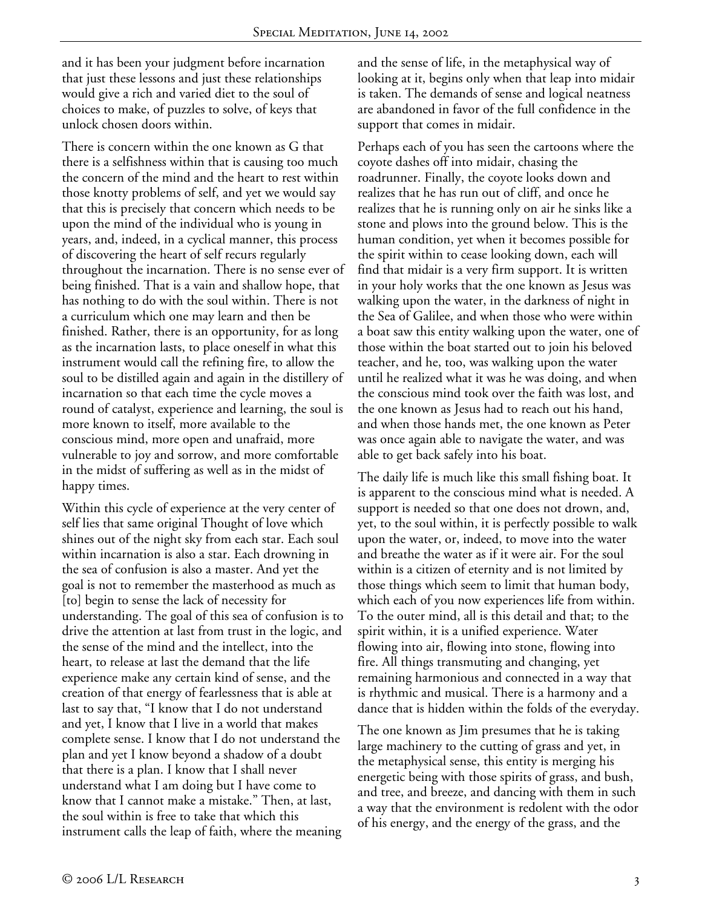and it has been your judgment before incarnation that just these lessons and just these relationships would give a rich and varied diet to the soul of choices to make, of puzzles to solve, of keys that unlock chosen doors within.

There is concern within the one known as G that there is a selfishness within that is causing too much the concern of the mind and the heart to rest within those knotty problems of self, and yet we would say that this is precisely that concern which needs to be upon the mind of the individual who is young in years, and, indeed, in a cyclical manner, this process of discovering the heart of self recurs regularly throughout the incarnation. There is no sense ever of being finished. That is a vain and shallow hope, that has nothing to do with the soul within. There is not a curriculum which one may learn and then be finished. Rather, there is an opportunity, for as long as the incarnation lasts, to place oneself in what this instrument would call the refining fire, to allow the soul to be distilled again and again in the distillery of incarnation so that each time the cycle moves a round of catalyst, experience and learning, the soul is more known to itself, more available to the conscious mind, more open and unafraid, more vulnerable to joy and sorrow, and more comfortable in the midst of suffering as well as in the midst of happy times.

Within this cycle of experience at the very center of self lies that same original Thought of love which shines out of the night sky from each star. Each soul within incarnation is also a star. Each drowning in the sea of confusion is also a master. And yet the goal is not to remember the masterhood as much as [to] begin to sense the lack of necessity for understanding. The goal of this sea of confusion is to drive the attention at last from trust in the logic, and the sense of the mind and the intellect, into the heart, to release at last the demand that the life experience make any certain kind of sense, and the creation of that energy of fearlessness that is able at last to say that, "I know that I do not understand and yet, I know that I live in a world that makes complete sense. I know that I do not understand the plan and yet I know beyond a shadow of a doubt that there is a plan. I know that I shall never understand what I am doing but I have come to know that I cannot make a mistake." Then, at last, the soul within is free to take that which this instrument calls the leap of faith, where the meaning and the sense of life, in the metaphysical way of looking at it, begins only when that leap into midair is taken. The demands of sense and logical neatness are abandoned in favor of the full confidence in the support that comes in midair.

Perhaps each of you has seen the cartoons where the coyote dashes off into midair, chasing the roadrunner. Finally, the coyote looks down and realizes that he has run out of cliff, and once he realizes that he is running only on air he sinks like a stone and plows into the ground below. This is the human condition, yet when it becomes possible for the spirit within to cease looking down, each will find that midair is a very firm support. It is written in your holy works that the one known as Jesus was walking upon the water, in the darkness of night in the Sea of Galilee, and when those who were within a boat saw this entity walking upon the water, one of those within the boat started out to join his beloved teacher, and he, too, was walking upon the water until he realized what it was he was doing, and when the conscious mind took over the faith was lost, and the one known as Jesus had to reach out his hand, and when those hands met, the one known as Peter was once again able to navigate the water, and was able to get back safely into his boat.

The daily life is much like this small fishing boat. It is apparent to the conscious mind what is needed. A support is needed so that one does not drown, and, yet, to the soul within, it is perfectly possible to walk upon the water, or, indeed, to move into the water and breathe the water as if it were air. For the soul within is a citizen of eternity and is not limited by those things which seem to limit that human body, which each of you now experiences life from within. To the outer mind, all is this detail and that; to the spirit within, it is a unified experience. Water flowing into air, flowing into stone, flowing into fire. All things transmuting and changing, yet remaining harmonious and connected in a way that is rhythmic and musical. There is a harmony and a dance that is hidden within the folds of the everyday.

The one known as Jim presumes that he is taking large machinery to the cutting of grass and yet, in the metaphysical sense, this entity is merging his energetic being with those spirits of grass, and bush, and tree, and breeze, and dancing with them in such a way that the environment is redolent with the odor of his energy, and the energy of the grass, and the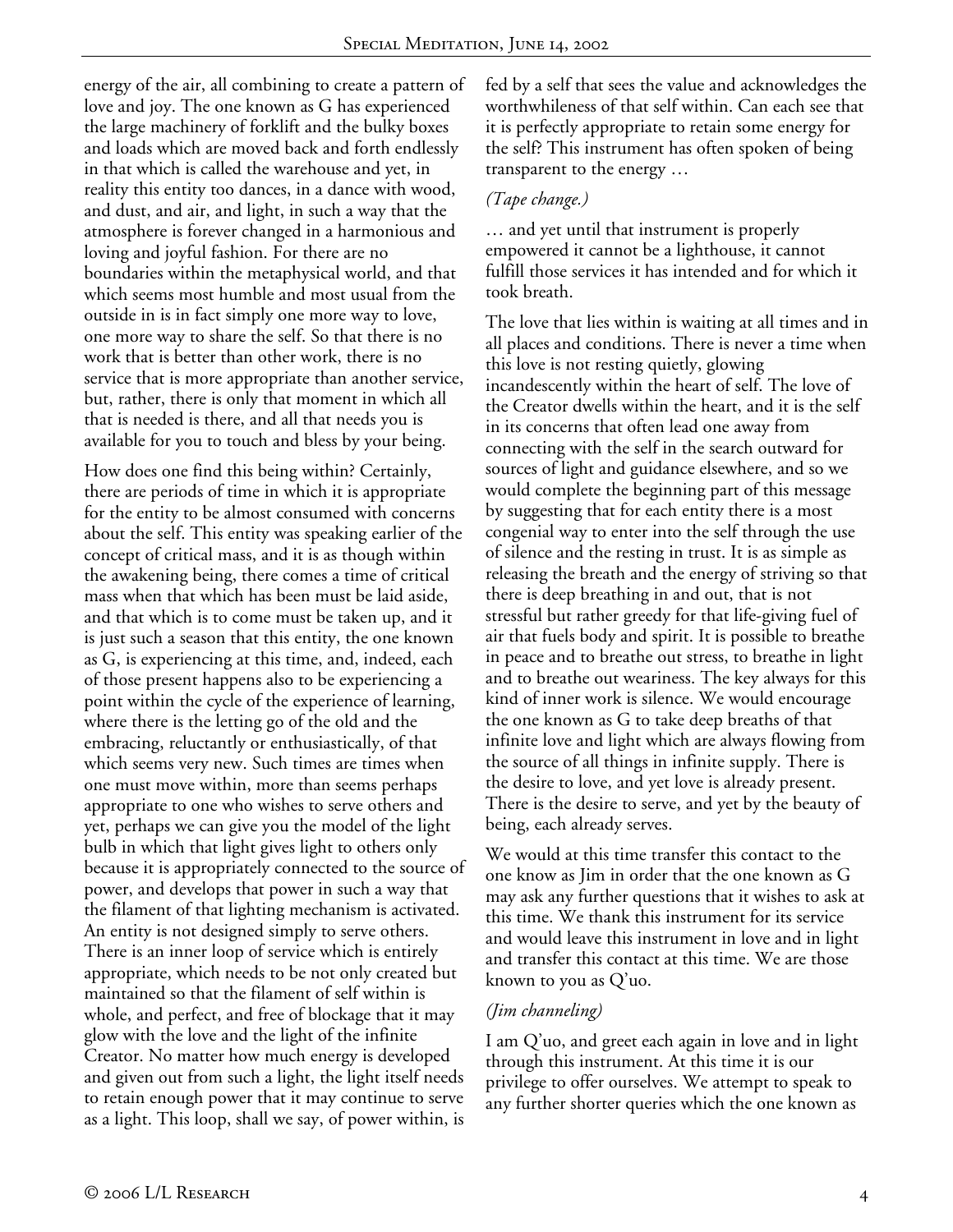energy of the air, all combining to create a pattern of love and joy. The one known as G has experienced the large machinery of forklift and the bulky boxes and loads which are moved back and forth endlessly in that which is called the warehouse and yet, in reality this entity too dances, in a dance with wood, and dust, and air, and light, in such a way that the atmosphere is forever changed in a harmonious and loving and joyful fashion. For there are no boundaries within the metaphysical world, and that which seems most humble and most usual from the outside in is in fact simply one more way to love, one more way to share the self. So that there is no work that is better than other work, there is no service that is more appropriate than another service, but, rather, there is only that moment in which all that is needed is there, and all that needs you is available for you to touch and bless by your being.

How does one find this being within? Certainly, there are periods of time in which it is appropriate for the entity to be almost consumed with concerns about the self. This entity was speaking earlier of the concept of critical mass, and it is as though within the awakening being, there comes a time of critical mass when that which has been must be laid aside, and that which is to come must be taken up, and it is just such a season that this entity, the one known as G, is experiencing at this time, and, indeed, each of those present happens also to be experiencing a point within the cycle of the experience of learning, where there is the letting go of the old and the embracing, reluctantly or enthusiastically, of that which seems very new. Such times are times when one must move within, more than seems perhaps appropriate to one who wishes to serve others and yet, perhaps we can give you the model of the light bulb in which that light gives light to others only because it is appropriately connected to the source of power, and develops that power in such a way that the filament of that lighting mechanism is activated. An entity is not designed simply to serve others. There is an inner loop of service which is entirely appropriate, which needs to be not only created but maintained so that the filament of self within is whole, and perfect, and free of blockage that it may glow with the love and the light of the infinite Creator. No matter how much energy is developed and given out from such a light, the light itself needs to retain enough power that it may continue to serve as a light. This loop, shall we say, of power within, is fed by a self that sees the value and acknowledges the worthwhileness of that self within. Can each see that it is perfectly appropriate to retain some energy for the self? This instrument has often spoken of being transparent to the energy …

*(Tape change.)*

… and yet until that instrument is properly empowered it cannot be a lighthouse, it cannot fulfill those services it has intended and for which it took breath.

The love that lies within is waiting at all times and in all places and conditions. There is never a time when this love is not resting quietly, glowing incandescently within the heart of self. The love of the Creator dwells within the heart, and it is the self in its concerns that often lead one away from connecting with the self in the search outward for sources of light and guidance elsewhere, and so we would complete the beginning part of this message by suggesting that for each entity there is a most congenial way to enter into the self through the use of silence and the resting in trust. It is as simple as releasing the breath and the energy of striving so that there is deep breathing in and out, that is not stressful but rather greedy for that life-giving fuel of air that fuels body and spirit. It is possible to breathe in peace and to breathe out stress, to breathe in light and to breathe out weariness. The key always for this kind of inner work is silence. We would encourage the one known as G to take deep breaths of that infinite love and light which are always flowing from the source of all things in infinite supply. There is the desire to love, and yet love is already present. There is the desire to serve, and yet by the beauty of being, each already serves.

We would at this time transfer this contact to the one know as Jim in order that the one known as G may ask any further questions that it wishes to ask at this time. We thank this instrument for its service and would leave this instrument in love and in light and transfer this contact at this time. We are those known to you as Q'uo.

*(Jim channeling)*

I am Q'uo, and greet each again in love and in light through this instrument. At this time it is our privilege to offer ourselves. We attempt to speak to any further shorter queries which the one known as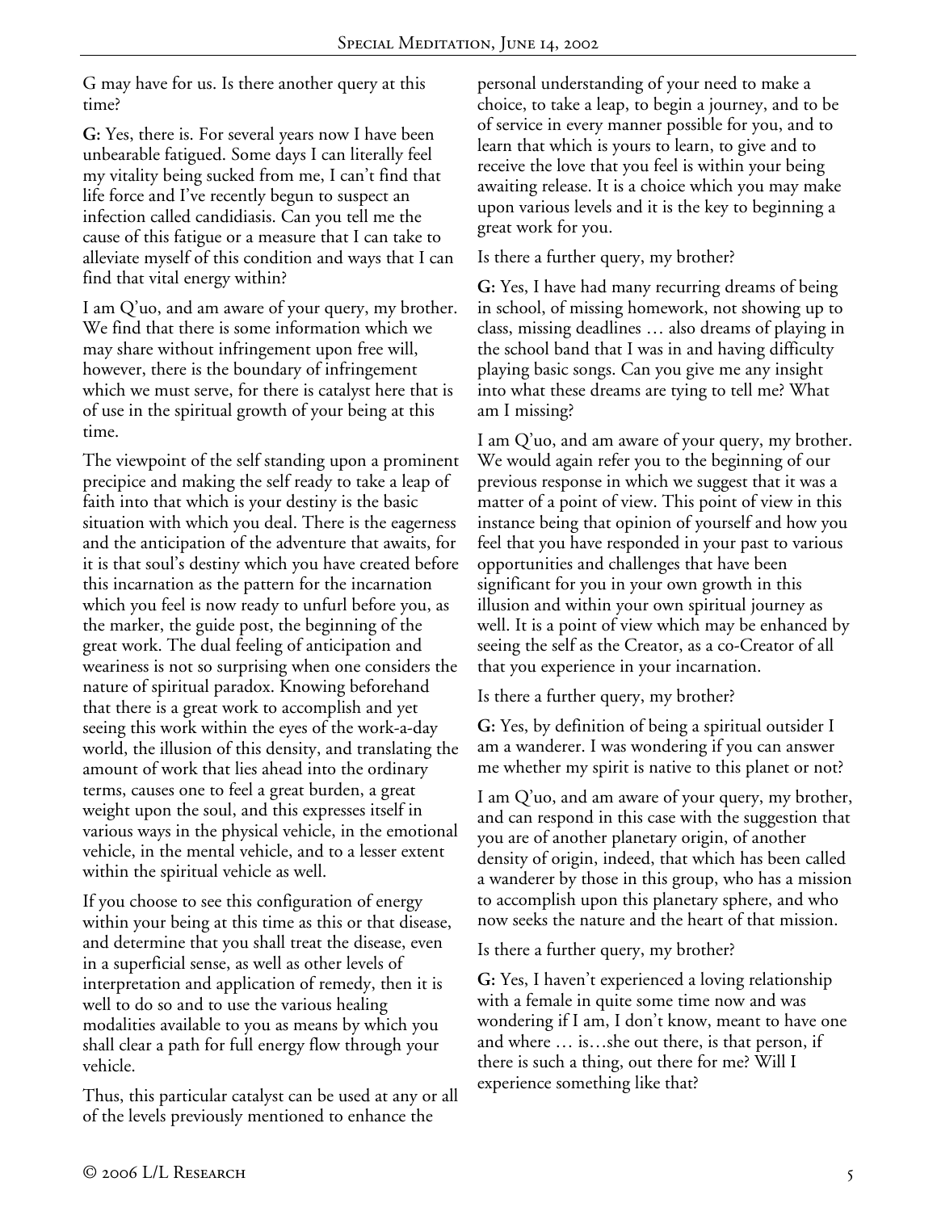G may have for us. Is there another query at this time?

**G:** Yes, there is. For several years now I have been unbearable fatigued. Some days I can literally feel my vitality being sucked from me, I can't find that life force and I've recently begun to suspect an infection called candidiasis. Can you tell me the cause of this fatigue or a measure that I can take to alleviate myself of this condition and ways that I can find that vital energy within?

I am Q'uo, and am aware of your query, my brother. We find that there is some information which we may share without infringement upon free will, however, there is the boundary of infringement which we must serve, for there is catalyst here that is of use in the spiritual growth of your being at this time.

The viewpoint of the self standing upon a prominent precipice and making the self ready to take a leap of faith into that which is your destiny is the basic situation with which you deal. There is the eagerness and the anticipation of the adventure that awaits, for it is that soul's destiny which you have created before this incarnation as the pattern for the incarnation which you feel is now ready to unfurl before you, as the marker, the guide post, the beginning of the great work. The dual feeling of anticipation and weariness is not so surprising when one considers the nature of spiritual paradox. Knowing beforehand that there is a great work to accomplish and yet seeing this work within the eyes of the work-a-day world, the illusion of this density, and translating the amount of work that lies ahead into the ordinary terms, causes one to feel a great burden, a great weight upon the soul, and this expresses itself in various ways in the physical vehicle, in the emotional vehicle, in the mental vehicle, and to a lesser extent within the spiritual vehicle as well.

If you choose to see this configuration of energy within your being at this time as this or that disease, and determine that you shall treat the disease, even in a superficial sense, as well as other levels of interpretation and application of remedy, then it is well to do so and to use the various healing modalities available to you as means by which you shall clear a path for full energy flow through your vehicle.

Thus, this particular catalyst can be used at any or all of the levels previously mentioned to enhance the personal understanding of your need to make a choice, to take a leap, to begin a journey, and to be of service in every manner possible for you, and to learn that which is yours to learn, to give and to receive the love that you feel is within your being awaiting release. It is a choice which you may make upon various levels and it is the key to beginning a great work for you.

Is there a further query, my brother?

**G:** Yes, I have had many recurring dreams of being in school, of missing homework, not showing up to class, missing deadlines … also dreams of playing in the school band that I was in and having difficulty playing basic songs. Can you give me any insight into what these dreams are tying to tell me? What am I missing?

I am Q'uo, and am aware of your query, my brother. We would again refer you to the beginning of our previous response in which we suggest that it was a matter of a point of view. This point of view in this instance being that opinion of yourself and how you feel that you have responded in your past to various opportunities and challenges that have been significant for you in your own growth in this illusion and within your own spiritual journey as well. It is a point of view which may be enhanced by seeing the self as the Creator, as a co-Creator of all that you experience in your incarnation.

Is there a further query, my brother?

**G:** Yes, by definition of being a spiritual outsider I am a wanderer. I was wondering if you can answer me whether my spirit is native to this planet or not?

I am Q'uo, and am aware of your query, my brother, and can respond in this case with the suggestion that you are of another planetary origin, of another density of origin, indeed, that which has been called a wanderer by those in this group, who has a mission to accomplish upon this planetary sphere, and who now seeks the nature and the heart of that mission.

Is there a further query, my brother?

**G:** Yes, I haven't experienced a loving relationship with a female in quite some time now and was wondering if I am, I don't know, meant to have one and where … is…she out there, is that person, if there is such a thing, out there for me? Will I experience something like that?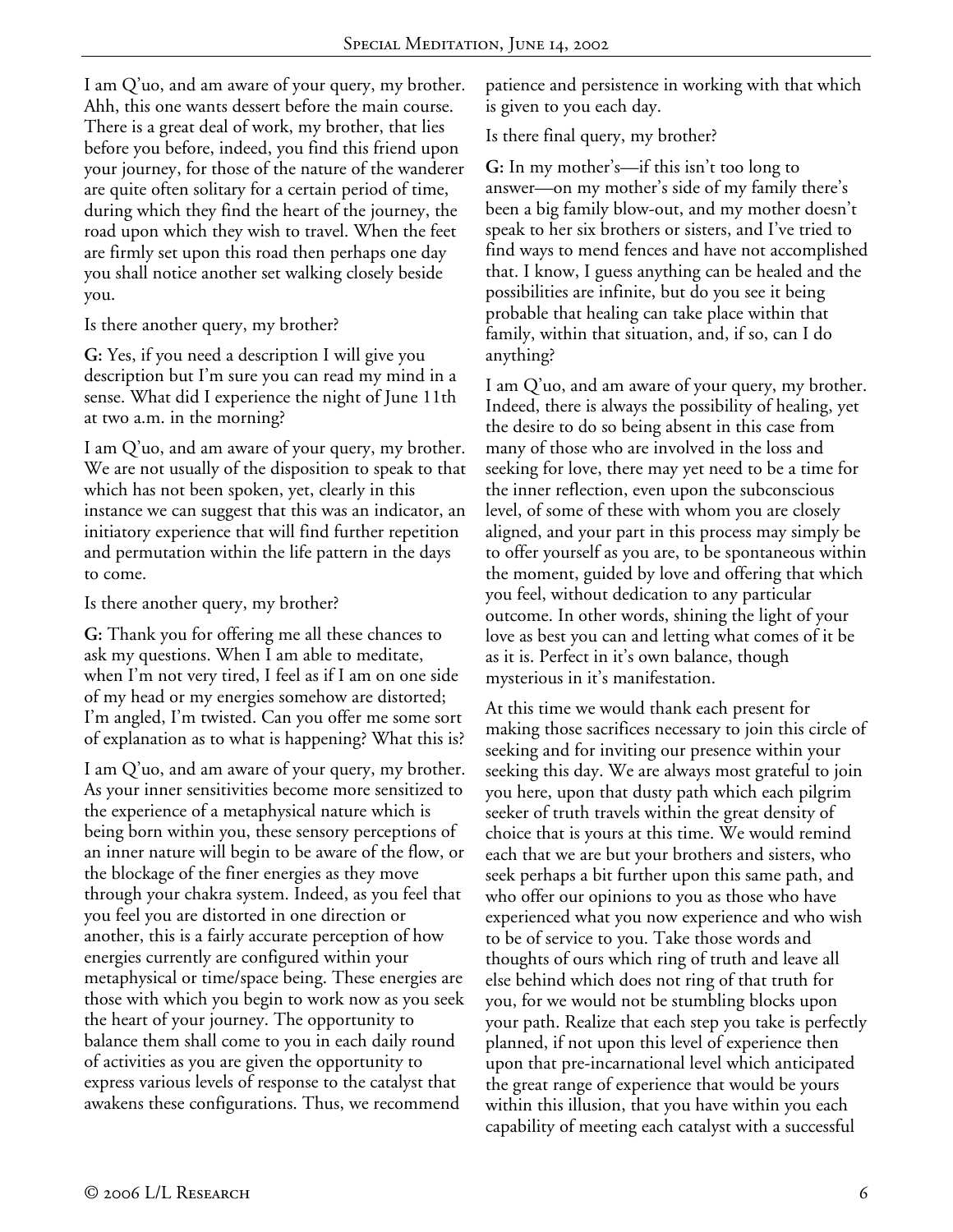I am Q'uo, and am aware of your query, my brother. Ahh, this one wants dessert before the main course. There is a great deal of work, my brother, that lies before you before, indeed, you find this friend upon your journey, for those of the nature of the wanderer are quite often solitary for a certain period of time, during which they find the heart of the journey, the road upon which they wish to travel. When the feet are firmly set upon this road then perhaps one day you shall notice another set walking closely beside you.

Is there another query, my brother?

**G:** Yes, if you need a description I will give you description but I'm sure you can read my mind in a sense. What did I experience the night of June 11th at two a.m. in the morning?

I am Q'uo, and am aware of your query, my brother. We are not usually of the disposition to speak to that which has not been spoken, yet, clearly in this instance we can suggest that this was an indicator, an initiatory experience that will find further repetition and permutation within the life pattern in the days to come.

Is there another query, my brother?

**G:** Thank you for offering me all these chances to ask my questions. When I am able to meditate, when I'm not very tired, I feel as if I am on one side of my head or my energies somehow are distorted; I'm angled, I'm twisted. Can you offer me some sort of explanation as to what is happening? What this is?

I am Q'uo, and am aware of your query, my brother. As your inner sensitivities become more sensitized to the experience of a metaphysical nature which is being born within you, these sensory perceptions of an inner nature will begin to be aware of the flow, or the blockage of the finer energies as they move through your chakra system. Indeed, as you feel that you feel you are distorted in one direction or another, this is a fairly accurate perception of how energies currently are configured within your metaphysical or time/space being. These energies are those with which you begin to work now as you seek the heart of your journey. The opportunity to balance them shall come to you in each daily round of activities as you are given the opportunity to express various levels of response to the catalyst that awakens these configurations. Thus, we recommend patience and persistence in working with that which is given to you each day.

Is there final query, my brother?

**G:** In my mother's—if this isn't too long to answer—on my mother's side of my family there's been a big family blow-out, and my mother doesn't speak to her six brothers or sisters, and I've tried to find ways to mend fences and have not accomplished that. I know, I guess anything can be healed and the possibilities are infinite, but do you see it being probable that healing can take place within that family, within that situation, and, if so, can I do anything?

I am Q'uo, and am aware of your query, my brother. Indeed, there is always the possibility of healing, yet the desire to do so being absent in this case from many of those who are involved in the loss and seeking for love, there may yet need to be a time for the inner reflection, even upon the subconscious level, of some of these with whom you are closely aligned, and your part in this process may simply be to offer yourself as you are, to be spontaneous within the moment, guided by love and offering that which you feel, without dedication to any particular outcome. In other words, shining the light of your love as best you can and letting what comes of it be as it is. Perfect in it's own balance, though mysterious in it's manifestation.

At this time we would thank each present for making those sacrifices necessary to join this circle of seeking and for inviting our presence within your seeking this day. We are always most grateful to join you here, upon that dusty path which each pilgrim seeker of truth travels within the great density of choice that is yours at this time. We would remind each that we are but your brothers and sisters, who seek perhaps a bit further upon this same path, and who offer our opinions to you as those who have experienced what you now experience and who wish to be of service to you. Take those words and thoughts of ours which ring of truth and leave all else behind which does not ring of that truth for you, for we would not be stumbling blocks upon your path. Realize that each step you take is perfectly planned, if not upon this level of experience then upon that pre-incarnational level which anticipated the great range of experience that would be yours within this illusion, that you have within you each capability of meeting each catalyst with a successful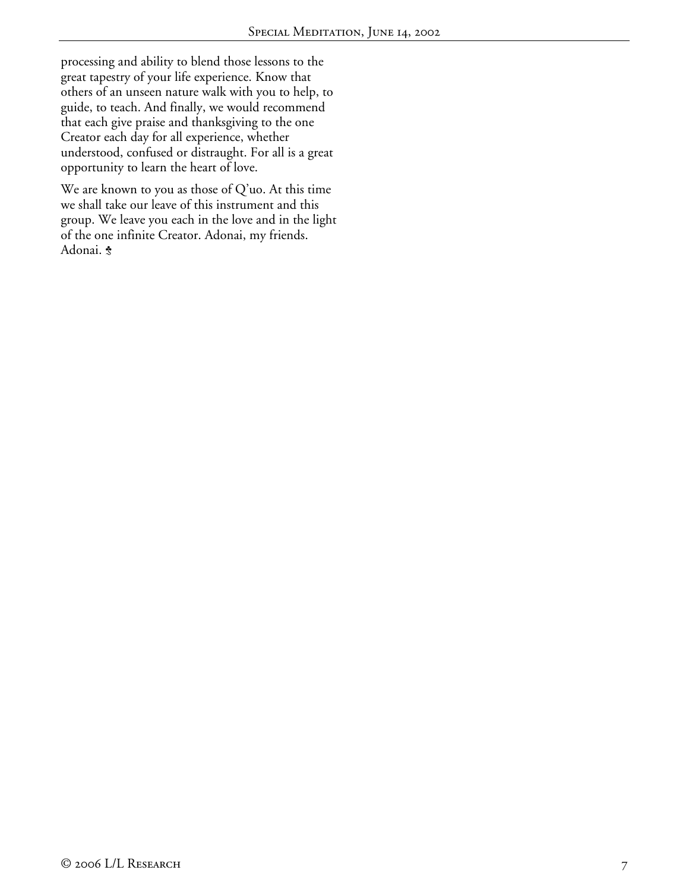processing and ability to blend those lessons to the great tapestry of your life experience. Know that others of an unseen nature walk with you to help, to guide, to teach. And finally, we would recommend that each give praise and thanksgiving to the one Creator each day for all experience, whether understood, confused or distraught. For all is a great opportunity to learn the heart of love.

We are known to you as those of Q'uo. At this time we shall take our leave of this instrument and this group. We leave you each in the love and in the light of the one infinite Creator. Adonai, my friends. Adonai. ♣